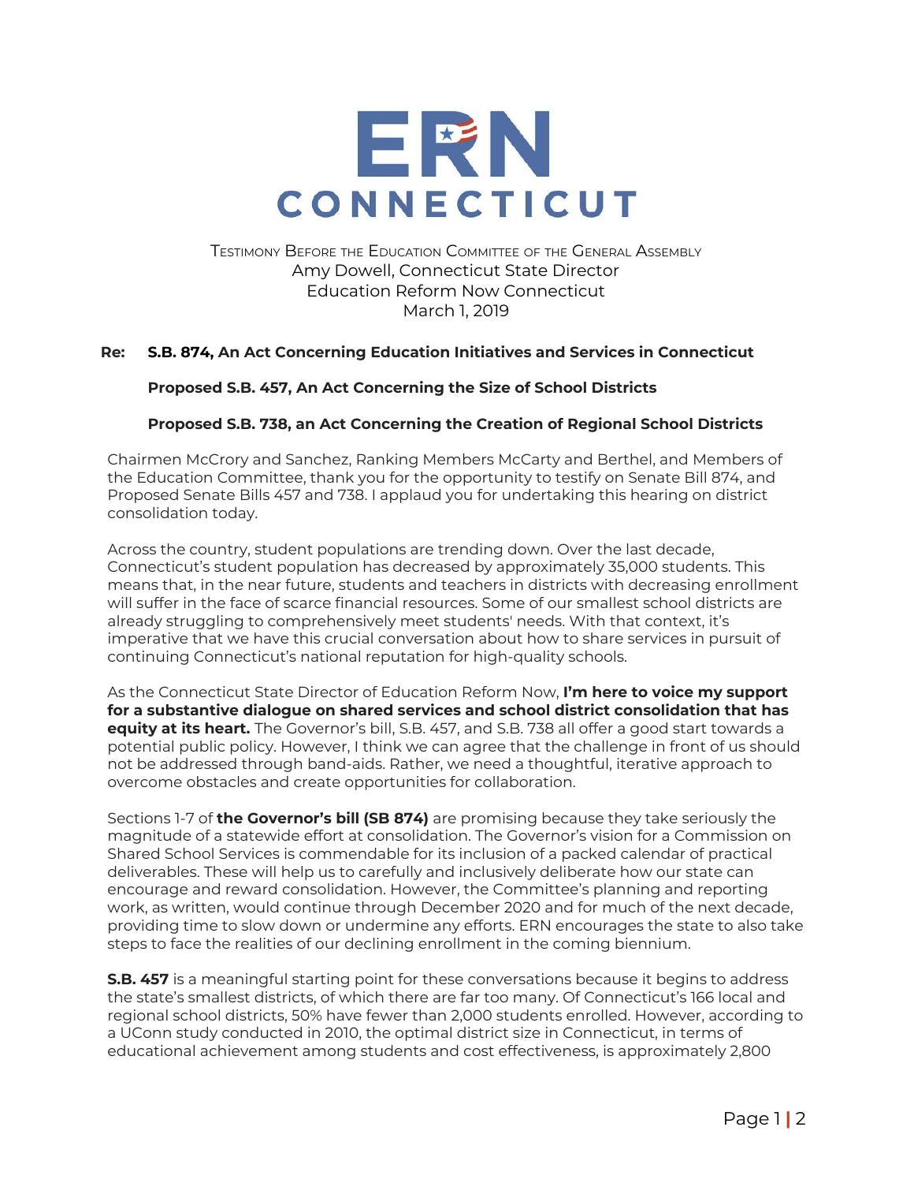# ERN CONNECTICUT

TESTIMONY BEFORE THE EDUCATION COMMITTEE OF THE GENERAL ASSEMBLY
Amy Dowell, Connecticut State Director
Education Reform Now Connecticut
March 1, 2019

**Re: S.B. 874, An Act Concerning Education Initiatives and Services in Connecticut**

**Proposed S.B. 457, An Act Concerning the Size of School Districts**

**Proposed S.B. 738, an Act Concerning the Creation of Regional School Districts**

Chairmen McCrory and Sanchez, Ranking Members McCarty and Berthel, and Members of the Education Committee, thank you for the opportunity to testify on Senate Bill 874, and Proposed Senate Bills 457 and 738. I applaud you for undertaking this hearing on district consolidation today.

Across the country, student populations are trending down. Over the last decade, Connecticut's student population has decreased by approximately 35,000 students. This means that, in the near future, students and teachers in districts with decreasing enrollment will suffer in the face of scarce financial resources. Some of our smallest school districts are already struggling to comprehensively meet students' needs. With that context, it's imperative that we have this crucial conversation about how to share services in pursuit of continuing Connecticut's national reputation for high-quality schools.

As the Connecticut State Director of Education Reform Now, **I'm here to voice my support for a substantive dialogue on shared services and school district consolidation that has equity at its heart.** The Governor's bill, S.B. 457, and S.B. 738 all offer a good start towards a potential public policy. However, I think we can agree that the challenge in front of us should not be addressed through band-aids. Rather, we need a thoughtful, iterative approach to overcome obstacles and create opportunities for collaboration.

Sections 1-7 of **the Governor's bill (SB 874)** are promising because they take seriously the magnitude of a statewide effort at consolidation. The Governor's vision for a Commission on Shared School Services is commendable for its inclusion of a packed calendar of practical deliverables. These will help us to carefully and inclusively deliberate how our state can encourage and reward consolidation. However, the Committee's planning and reporting work, as written, would continue through December 2020 and for much of the next decade, providing time to slow down or undermine any efforts. ERN encourages the state to also take steps to face the realities of our declining enrollment in the coming biennium.

**S.B. 457** is a meaningful starting point for these conversations because it begins to address the state's smallest districts, of which there are far too many. Of Connecticut's 166 local and regional school districts, 50% have fewer than 2,000 students enrolled. However, according to a UConn study conducted in 2010, the optimal district size in Connecticut, in terms of educational achievement among students and cost effectiveness, is approximately 2,800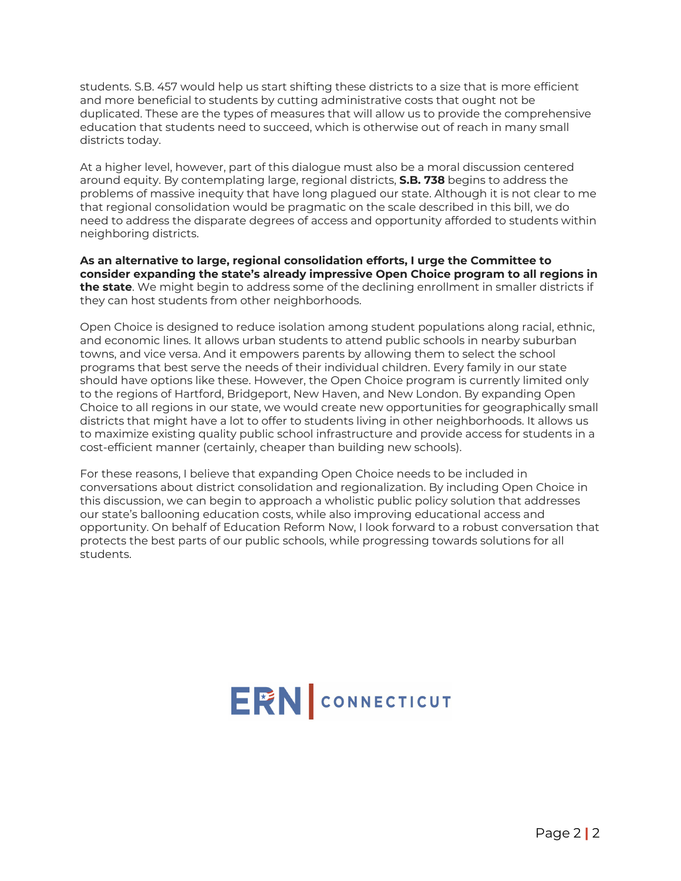students. S.B. 457 would help us start shifting these districts to a size that is more efficient and more beneficial to students by cutting administrative costs that ought not be duplicated. These are the types of measures that will allow us to provide the comprehensive education that students need to succeed, which is otherwise out of reach in many small districts today.

At a higher level, however, part of this dialogue must also be a moral discussion centered around equity. By contemplating large, regional districts, **S.B. 738** begins to address the problems of massive inequity that have long plagued our state. Although it is not clear to me that regional consolidation would be pragmatic on the scale described in this bill, we do need to address the disparate degrees of access and opportunity afforded to students within neighboring districts.

**As an alternative to large, regional consolidation efforts, I urge the Committee to consider expanding the state's already impressive Open Choice program to all regions in the state**. We might begin to address some of the declining enrollment in smaller districts if they can host students from other neighborhoods.

Open Choice is designed to reduce isolation among student populations along racial, ethnic, and economic lines. It allows urban students to attend public schools in nearby suburban towns, and vice versa. And it empowers parents by allowing them to select the school programs that best serve the needs of their individual children. Every family in our state should have options like these. However, the Open Choice program is currently limited only to the regions of Hartford, Bridgeport, New Haven, and New London. By expanding Open Choice to all regions in our state, we would create new opportunities for geographically small districts that might have a lot to offer to students living in other neighborhoods. It allows us to maximize existing quality public school infrastructure and provide access for students in a cost-efficient manner (certainly, cheaper than building new schools).

For these reasons, I believe that expanding Open Choice needs to be included in conversations about district consolidation and regionalization. By including Open Choice in this discussion, we can begin to approach a wholistic public policy solution that addresses our state's ballooning education costs, while also improving educational access and opportunity. On behalf of Education Reform Now, I look forward to a robust conversation that protects the best parts of our public schools, while progressing towards solutions for all students.

ERN | CONNECTICUT